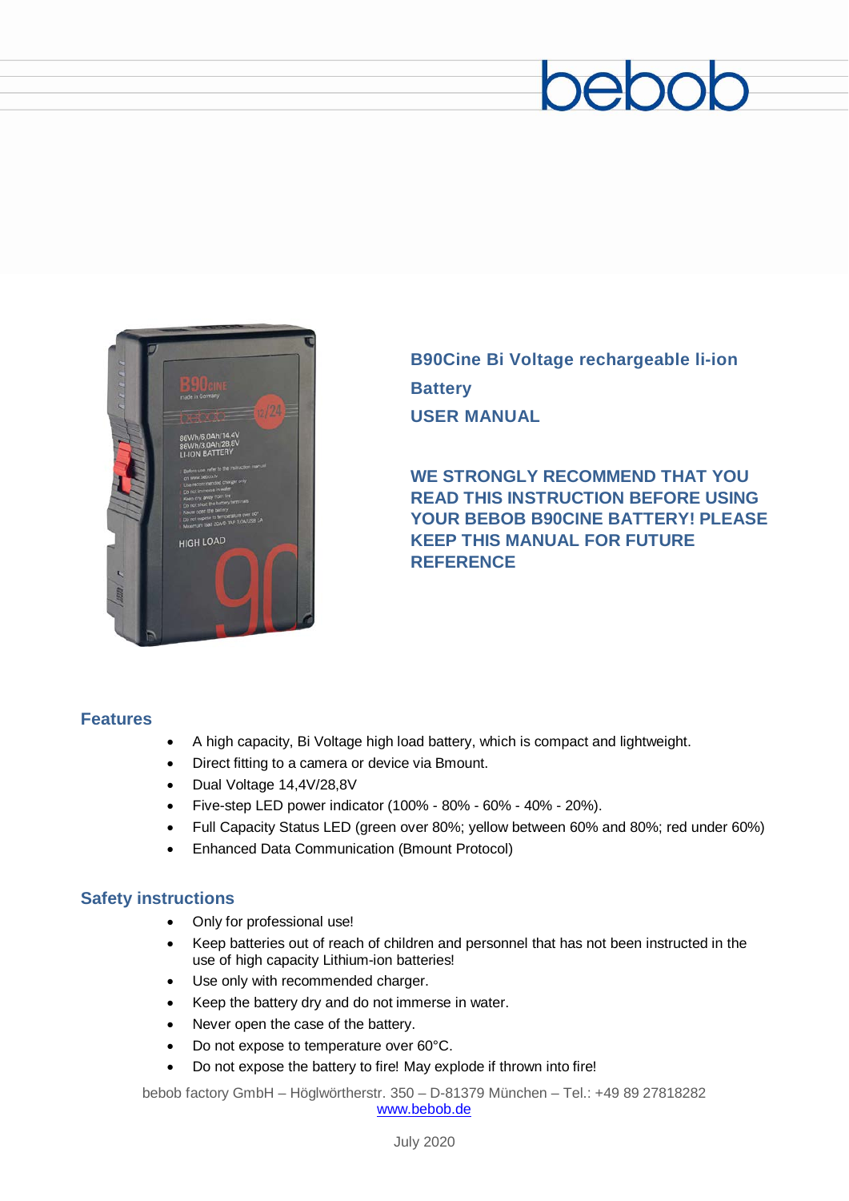bebob

**B90Cine Bi Voltage rechargeable li-ion Battery**

**USER MANUAL**

**WE STRONGLY RECOMMEND THAT YOU READ THIS INSTRUCTION BEFORE USING YOUR BEBOB B90CINE BATTERY! PLEASE KEEP THIS MANUAL FOR FUTURE REFERENCE**

## Features

- A high capacity, Bi Voltage high load battery, which is compact and lightweight.
- Direct fitting to a camera or device via Bmount.
- Dual Voltage 14,4V/28,8V
- Five-step LED power indicator (100% - 80% - 60% - 40% - 20%).
- Full Capacity Status LED (green over 80%; yellow between 60% and 80%; red under 60%)
- Enhanced Data Communication (Bmount Protocol)

## Safety instructions

- Only for professional use!
- Keep batteries out of reach of children and personnel that has not been instructed in the use of high capacity Lithium-ion batteries!
- Use only with recommended charger.
- Keep the battery dry and do not immerse in water.
- Never open the case of the battery.
- Do not expose to temperature over 60°C.
- Do not expose the battery to fire! May explode if thrown into fire!

bebob factory GmbH – Höglwörtherstr. 350 – D-81379 München – Tel.: +49 89 27818282
www.bebob.de

July 2020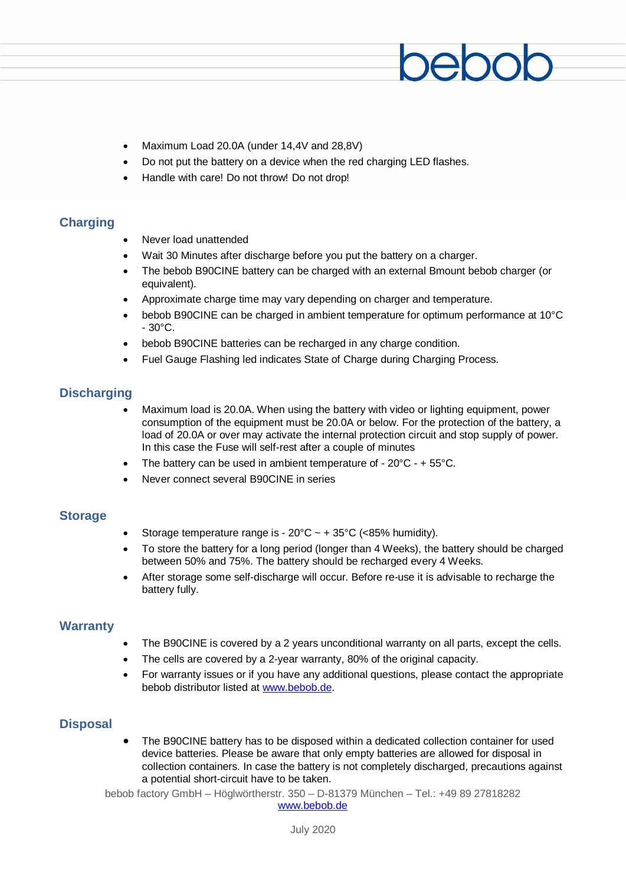- Maximum Load 20.0A (under 14,4V and 28,8V)
- Do not put the battery on a device when the red charging LED flashes.
- Handle with care! Do not throw! Do not drop!

## Charging

- Never load unattended
- Wait 30 Minutes after discharge before you put the battery on a charger.
- The bebob B90CINE battery can be charged with an external Bmount bebob charger (or equivalent).
- Approximate charge time may vary depending on charger and temperature.
- bebob B90CINE can be charged in ambient temperature for optimum performance at 10°C - 30°C.
- bebob B90CINE batteries can be recharged in any charge condition.
- Fuel Gauge Flashing led indicates State of Charge during Charging Process.

## Discharging

- Maximum load is 20.0A. When using the battery with video or lighting equipment, power consumption of the equipment must be 20.0A or below. For the protection of the battery, a load of 20.0A or over may activate the internal protection circuit and stop supply of power. In this case the Fuse will self-rest after a couple of minutes
- The battery can be used in ambient temperature of - 20°C - + 55°C.
- Never connect several B90CINE in series

## Storage

- Storage temperature range is - 20°C ~ + 35°C (<85% humidity).
- To store the battery for a long period (longer than 4 Weeks), the battery should be charged between 50% and 75%. The battery should be recharged every 4 Weeks.
- After storage some self-discharge will occur. Before re-use it is advisable to recharge the battery fully.

## Warranty

- The B90CINE is covered by a 2 years unconditional warranty on all parts, except the cells.
- The cells are covered by a 2-year warranty, 80% of the original capacity.
- For warranty issues or if you have any additional questions, please contact the appropriate bebob distributor listed at www.bebob.de.

## Disposal

- The B90CINE battery has to be disposed within a dedicated collection container for used device batteries. Please be aware that only empty batteries are allowed for disposal in collection containers. In case the battery is not completely discharged, precautions against a potential short-circuit have to be taken.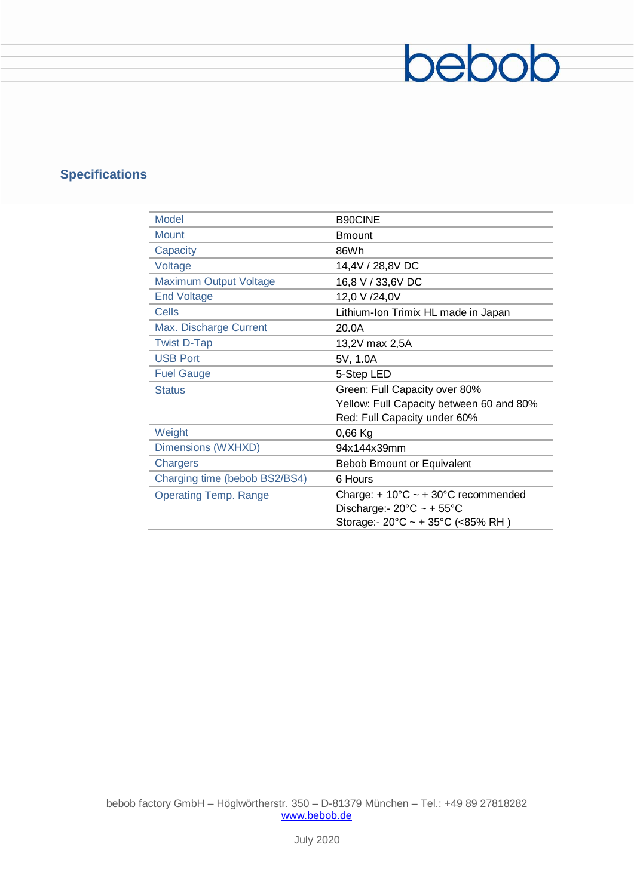## Specifications

| | |
|---|---|
| Model | B90CINE |
| Mount | Bmount |
| Capacity | 86Wh |
| Voltage | 14,4V / 28,8V DC |
| Maximum Output Voltage | 16,8 V / 33,6V DC |
| End Voltage | 12,0 V /24,0V |
| Cells | Lithium-Ion Trimix HL made in Japan |
| Max. Discharge Current | 20.0A |
| Twist D-Tap | 13,2V max 2,5A |
| USB Port | 5V, 1.0A |
| Fuel Gauge | 5-Step LED |
| Status | Green: Full Capacity over 80%<br>Yellow: Full Capacity between 60 and 80%<br>Red: Full Capacity under 60% |
| Weight | 0,66 Kg |
| Dimensions (WXHXD) | 94x144x39mm |
| Chargers | Bebob Bmount or Equivalent |
| Charging time (bebob BS2/BS4) | 6 Hours |
| Operating Temp. Range | Charge: + 10°C ~ + 30°C recommended<br>Discharge:- 20°C ~ + 55°C<br>Storage:- 20°C ~ + 35°C (<85% RH ) |

bebob factory GmbH – Höglwörtherstr. 350 – D-81379 München – Tel.: +49 89 27818282
www.bebob.de

July 2020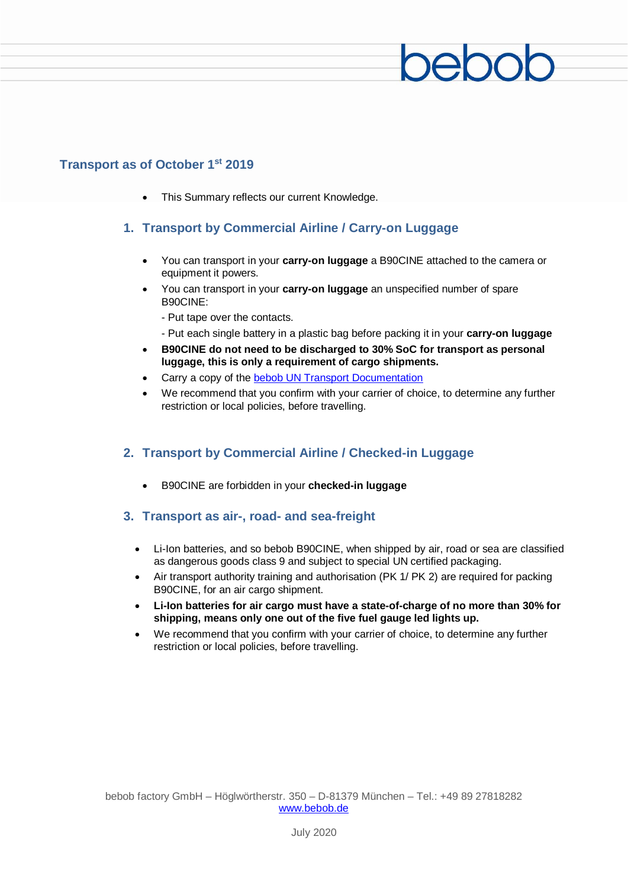## Transport as of October 1st 2019

- This Summary reflects our current Knowledge.

### 1. Transport by Commercial Airline / Carry-on Luggage

- You can transport in your **carry-on luggage** a B90CINE attached to the camera or equipment it powers.
- You can transport in your **carry-on luggage** an unspecified number of spare B90CINE:

  - Put tape over the contacts.

  - Put each single battery in a plastic bag before packing it in your **carry-on luggage**
- **B90CINE do not need to be discharged to 30% SoC for transport as personal luggage, this is only a requirement of cargo shipments.**
- Carry a copy of the [bebob UN Transport Documentation]()
- We recommend that you confirm with your carrier of choice, to determine any further restriction or local policies, before travelling.

### 2. Transport by Commercial Airline / Checked-in Luggage

- B90CINE are forbidden in your **checked-in luggage**

### 3. Transport as air-, road- and sea-freight

- Li-Ion batteries, and so bebob B90CINE, when shipped by air, road or sea are classified as dangerous goods class 9 and subject to special UN certified packaging.
- Air transport authority training and authorisation (PK 1/ PK 2) are required for packing B90CINE, for an air cargo shipment.
- **Li-Ion batteries for air cargo must have a state-of-charge of no more than 30% for shipping, means only one out of the five fuel gauge led lights up.**
- We recommend that you confirm with your carrier of choice, to determine any further restriction or local policies, before travelling.

bebob factory GmbH – Höglwörtherstr. 350 – D-81379 München – Tel.: +49 89 27818282
[www.bebob.de](www.bebob.de)

July 2020